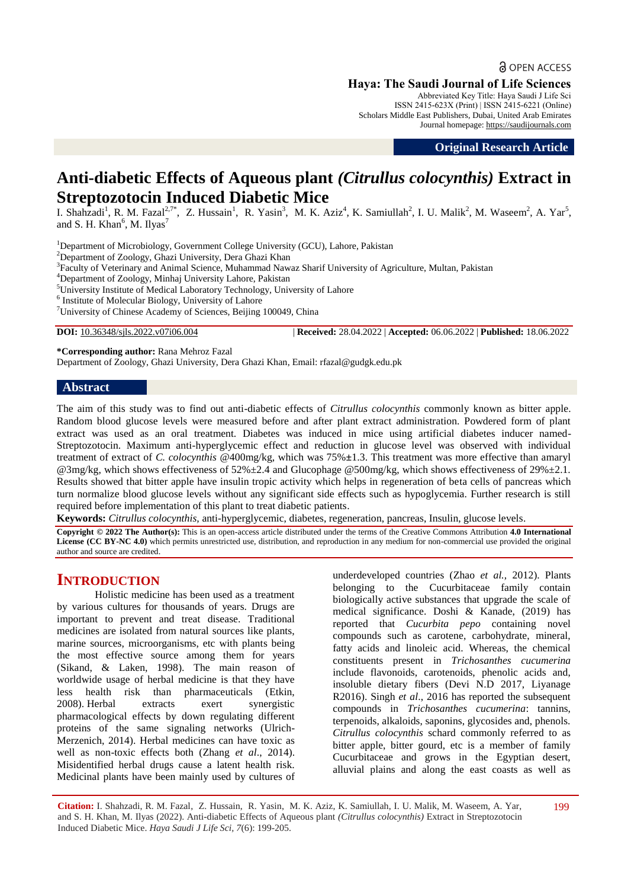OPEN ACCESS

**Haya: The Saudi Journal of Life Sciences**
Abbreviated Key Title: Haya Saudi J Life Sci
ISSN 2415-623X (Print) | ISSN 2415-6221 (Online)
Scholars Middle East Publishers, Dubai, United Arab Emirates
Journal homepage: https://saudijournals.com

**Original Research Article**

# Anti-diabetic Effects of Aqueous plant *(Citrullus colocynthis)* Extract in Streptozotocin Induced Diabetic Mice

I. Shahzadi[1], R. M. Fazal[2,7*], Z. Hussain[1], R. Yasin[3], M. K. Aziz[4], K. Samiullah[2], I. U. Malik[2], M. Waseem[2], A. Yar[5], and S. H. Khan[6], M. Ilyas[7]

[1]Department of Microbiology, Government College University (GCU), Lahore, Pakistan
[2]Department of Zoology, Ghazi University, Dera Ghazi Khan
[3]Faculty of Veterinary and Animal Science, Muhammad Nawaz Sharif University of Agriculture, Multan, Pakistan
[4]Department of Zoology, Minhaj University Lahore, Pakistan
[5]University Institute of Medical Laboratory Technology, University of Lahore
[6] Institute of Molecular Biology, University of Lahore
[7]University of Chinese Academy of Sciences, Beijing 100049, China

**DOI:** 10.36348/sjls.2022.v07i06.004 | **Received:** 28.04.2022 | **Accepted:** 06.06.2022 | **Published:** 18.06.2022

**\*Corresponding author:** Rana Mehroz Fazal
Department of Zoology, Ghazi University, Dera Ghazi Khan, Email: rfazal@gudgk.edu.pk

## Abstract

The aim of this study was to find out anti-diabetic effects of *Citrullus colocynthis* commonly known as bitter apple. Random blood glucose levels were measured before and after plant extract administration. Powdered form of plant extract was used as an oral treatment. Diabetes was induced in mice using artificial diabetes inducer named-Streptozotocin. Maximum anti-hyperglycemic effect and reduction in glucose level was observed with individual treatment of extract of *C. colocynthis* @400mg/kg, which was 75%±1.3. This treatment was more effective than amaryl @3mg/kg, which shows effectiveness of 52%±2.4 and Glucophage @500mg/kg, which shows effectiveness of 29%±2.1. Results showed that bitter apple have insulin tropic activity which helps in regeneration of beta cells of pancreas which turn normalize blood glucose levels without any significant side effects such as hypoglycemia. Further research is still required before implementation of this plant to treat diabetic patients.

**Keywords:** *Citrullus colocynthis*, anti-hyperglycemic, diabetes, regeneration, pancreas, Insulin, glucose levels.

**Copyright © 2022 The Author(s):** This is an open-access article distributed under the terms of the Creative Commons Attribution **4.0 International License (CC BY-NC 4.0)** which permits unrestricted use, distribution, and reproduction in any medium for non-commercial use provided the original author and source are credited.

## INTRODUCTION

Holistic medicine has been used as a treatment by various cultures for thousands of years. Drugs are important to prevent and treat disease. Traditional medicines are isolated from natural sources like plants, marine sources, microorganisms, etc with plants being the most effective source among them for years (Sikand, & Laken, 1998). The main reason of worldwide usage of herbal medicine is that they have less health risk than pharmaceuticals (Etkin, 2008). Herbal extracts exert synergistic pharmacological effects by down regulating different proteins of the same signaling networks (Ulrich-Merzenich, 2014). Herbal medicines can have toxic as well as non-toxic effects both (Zhang *et al*., 2014). Misidentified herbal drugs cause a latent health risk. Medicinal plants have been mainly used by cultures of underdeveloped countries (Zhao *et al.,* 2012). Plants belonging to the Cucurbitaceae family contain biologically active substances that upgrade the scale of medical significance. Doshi & Kanade, (2019) has reported that *Cucurbita pepo* containing novel compounds such as carotene, carbohydrate, mineral, fatty acids and linoleic acid. Whereas, the chemical constituents present in *Trichosanthes cucumerina* include flavonoids, carotenoids, phenolic acids and, insoluble dietary fibers (Devi N.D 2017, Liyanage R2016). Singh *et al*., 2016 has reported the subsequent compounds in *Trichosanthes cucumerina*: tannins, terpenoids, alkaloids, saponins, glycosides and, phenols. *Citrullus colocynthis* schard commonly referred to as bitter apple, bitter gourd, etc is a member of family Cucurbitaceae and grows in the Egyptian desert, alluvial plains and along the east coasts as well as

**Citation:** I. Shahzadi, R. M. Fazal, Z. Hussain, R. Yasin, M. K. Aziz, K. Samiullah, I. U. Malik, M. Waseem, A. Yar, and S. H. Khan, M. Ilyas (2022). Anti-diabetic Effects of Aqueous plant *(Citrullus colocynthis)* Extract in Streptozotocin Induced Diabetic Mice. *Haya Saudi J Life Sci, 7*(6): 199-205.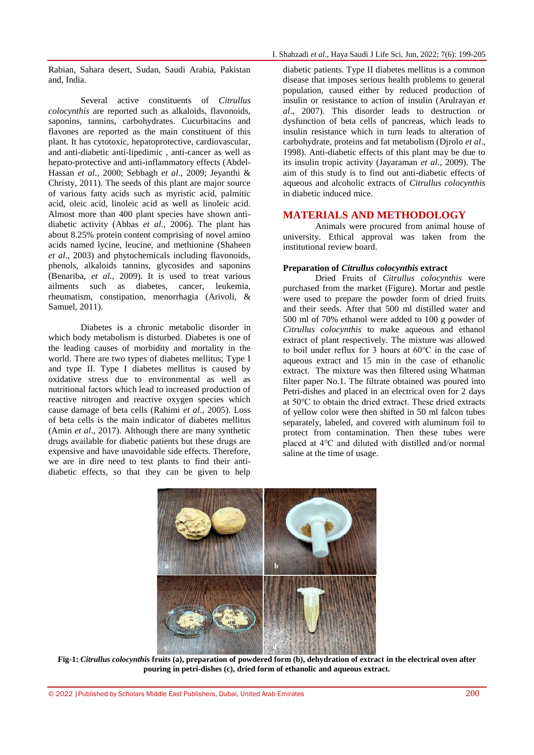Rabian, Sahara desert, Sudan, Saudi Arabia, Pakistan and, India.

Several active constituents of *Citrullus colocynthis* are reported such as alkaloids, flavonoids, saponins, tannins, carbohydrates. Cucurbitacins and flavones are reported as the main constituent of this plant. It has cytotoxic, hepatoprotective, cardiovascular, and anti-diabetic anti-lipedimic , anti-cancer as well as hepato-protective and anti-inflammatory effects (Abdel-Hassan *et al*., 2000; Sebbagh *et al*., 2009; Jeyanthi & Christy, 2011). The seeds of this plant are major source of various fatty acids such as myristic acid, palmitic acid, oleic acid, linoleic acid as well as linoleic acid. Almost more than 400 plant species have shown anti-diabetic activity (Abbas *et al*., 2006). The plant has about 8.25% protein content comprising of novel amino acids named lycine, leucine, and methionine (Shaheen *et al*., 2003) and phytochemicals including flavonoids, phenols, alkaloids tannins, glycosides and saponins (Benariba, *et al.,* 2009). It is used to treat various ailments such as diabetes, cancer, leukemia, rheumatism, constipation, menorrhagia (Arivoli, & Samuel, 2011).

Diabetes is a chronic metabolic disorder in which body metabolism is disturbed. Diabetes is one of the leading causes of morbidity and mortality in the world. There are two types of diabetes mellitus; Type I and type II. Type I diabetes mellitus is caused by oxidative stress due to environmental as well as nutritional factors which lead to increased production of reactive nitrogen and reactive oxygen species which cause damage of beta cells (Rahimi *et al*., 2005). Loss of beta cells is the main indicator of diabetes mellitus (Amin *et al*., 2017). Although there are many synthetic drugs available for diabetic patients but these drugs are expensive and have unavoidable side effects. Therefore, we are in dire need to test plants to find their anti-diabetic effects, so that they can be given to help diabetic patients. Type II diabetes mellitus is a common disease that imposes serious health problems to general population, caused either by reduced production of insulin or resistance to action of insulin (Arulrayan *et al*., 2007). This disorder leads to destruction or dysfunction of beta cells of pancreas, which leads to insulin resistance which in turn leads to alteration of carbohydrate, proteins and fat metabolism (Djrolo *et al*., 1998). Anti-diabetic effects of this plant may be due to its insulin tropic activity (Jayaraman *et al.*, 2009). The aim of this study is to find out anti-diabetic effects of aqueous and alcoholic extracts of *Citrullus colocynthis* in diabetic induced mice.

## MATERIALS AND METHODOLOGY

Animals were procured from animal house of university. Ethical approval was taken from the institutional review board.

### Preparation of *Citrullus colocynthis* extract

Dried Fruits of *Citrullus colocynthis* were purchased from the market (Figure). Mortar and pestle were used to prepare the powder form of dried fruits and their seeds. After that 500 ml distilled water and 500 ml of 70% ethanol were added to 100 g powder of *Citrullus colocynthis* to make aqueous and ethanol extract of plant respectively. The mixture was allowed to boil under reflux for 3 hours at 60℃ in the case of aqueous extract and 15 min in the case of ethanolic extract. The mixture was then filtered using Whatman filter paper No.1. The filtrate obtained was poured into Petri-dishes and placed in an electrical oven for 2 days at 50℃ to obtain the dried extract. These dried extracts of yellow color were then shifted in 50 ml falcon tubes separately, labeled, and covered with aluminum foil to protect from contamination. Then these tubes were placed at 4℃ and diluted with distilled and/or normal saline at the time of usage.

**Fig-1: *Citrullus colocynthis* fruits (a), preparation of powdered form (b), dehydration of extract in the electrical oven after pouring in petri-dishes (c), dried form of ethanolic and aqueous extract.**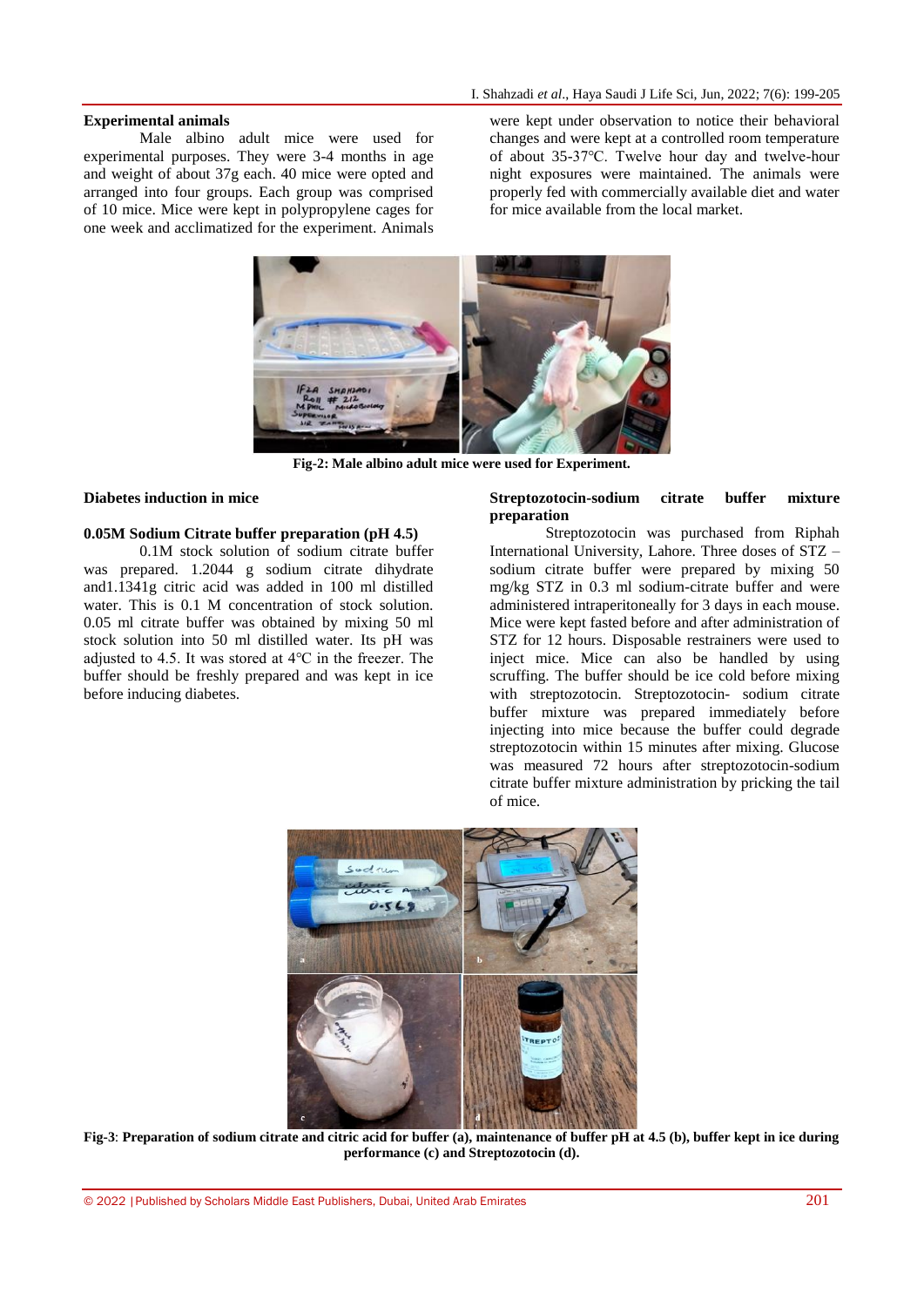### Experimental animals

Male albino adult mice were used for experimental purposes. They were 3-4 months in age and weight of about 37g each. 40 mice were opted and arranged into four groups. Each group was comprised of 10 mice. Mice were kept in polypropylene cages for one week and acclimatized for the experiment. Animals were kept under observation to notice their behavioral changes and were kept at a controlled room temperature of about 35-37℃. Twelve hour day and twelve-hour night exposures were maintained. The animals were properly fed with commercially available diet and water for mice available from the local market.

**Fig-2: Male albino adult mice were used for Experiment.**

### Diabetes induction in mice

### 0.05M Sodium Citrate buffer preparation (pH 4.5)

0.1M stock solution of sodium citrate buffer was prepared. 1.2044 g sodium citrate dihydrate and1.1341g citric acid was added in 100 ml distilled water. This is 0.1 M concentration of stock solution. 0.05 ml citrate buffer was obtained by mixing 50 ml stock solution into 50 ml distilled water. Its pH was adjusted to 4.5. It was stored at 4℃ in the freezer. The buffer should be freshly prepared and was kept in ice before inducing diabetes.

### Streptozotocin-sodium citrate buffer mixture preparation

Streptozotocin was purchased from Riphah International University, Lahore. Three doses of STZ – sodium citrate buffer were prepared by mixing 50 mg/kg STZ in 0.3 ml sodium-citrate buffer and were administered intraperitoneally for 3 days in each mouse. Mice were kept fasted before and after administration of STZ for 12 hours. Disposable restrainers were used to inject mice. Mice can also be handled by using scruffing. The buffer should be ice cold before mixing with streptozotocin. Streptozotocin- sodium citrate buffer mixture was prepared immediately before injecting into mice because the buffer could degrade streptozotocin within 15 minutes after mixing. Glucose was measured 72 hours after streptozotocin-sodium citrate buffer mixture administration by pricking the tail of mice.

**Fig-3**: **Preparation of sodium citrate and citric acid for buffer (a), maintenance of buffer pH at 4.5 (b), buffer kept in ice during performance (c) and Streptozotocin (d).**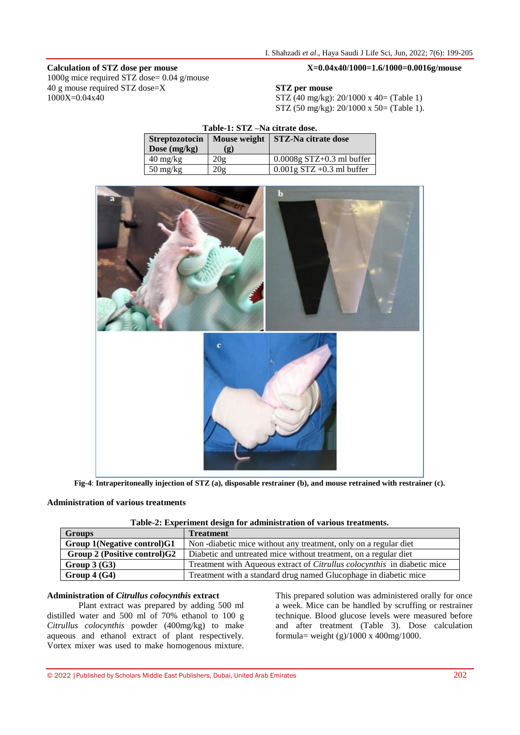**Calculation of STZ dose per mouse**

1000g mice required STZ dose= 0.04 g/mouse

40 g mouse required STZ dose=X

1000X=0.04x40

**X=0.04x40/1000=1.6/1000=0.0016g/mouse**

**STZ per mouse**

STZ (40 mg/kg): 20/1000 x 40= (Table 1)

STZ (50 mg/kg): 20/1000 x 50= (Table 1).

**Table-1: STZ –Na citrate dose.**

| Streptozotocin Dose (mg/kg) | Mouse weight (g) | STZ-Na citrate dose |
|---|---|---|
| 40 mg/kg | 20g | 0.0008g STZ+0.3 ml buffer |
| 50 mg/kg | 20g | 0.001g STZ +0.3 ml buffer |

**Fig-4**: **Intraperitoneally injection of STZ (a), disposable restrainer (b), and mouse retrained with restrainer (c).**

**Administration of various treatments**

**Table-2: Experiment design for administration of various treatments.**

| Groups | Treatment |
|---|---|
| **Group 1(Negative control)G1** | Non -diabetic mice without any treatment, only on a regular diet |
| **Group 2 (Positive control)G2** | Diabetic and untreated mice without treatment, on a regular diet |
| **Group 3 (G3)** | Treatment with Aqueous extract of *Citrullus colocynthis* in diabetic mice |
| **Group 4 (G4)** | Treatment with a standard drug named Glucophage in diabetic mice |

**Administration of *Citrullus colocynthis* extract**

Plant extract was prepared by adding 500 ml distilled water and 500 ml of 70% ethanol to 100 g *Citrullus colocynthis* powder (400mg/kg) to make aqueous and ethanol extract of plant respectively. Vortex mixer was used to make homogenous mixture. This prepared solution was administered orally for once a week. Mice can be handled by scruffing or restrainer technique. Blood glucose levels were measured before and after treatment (Table 3). Dose calculation formula= weight (g)/1000 x 400mg/1000.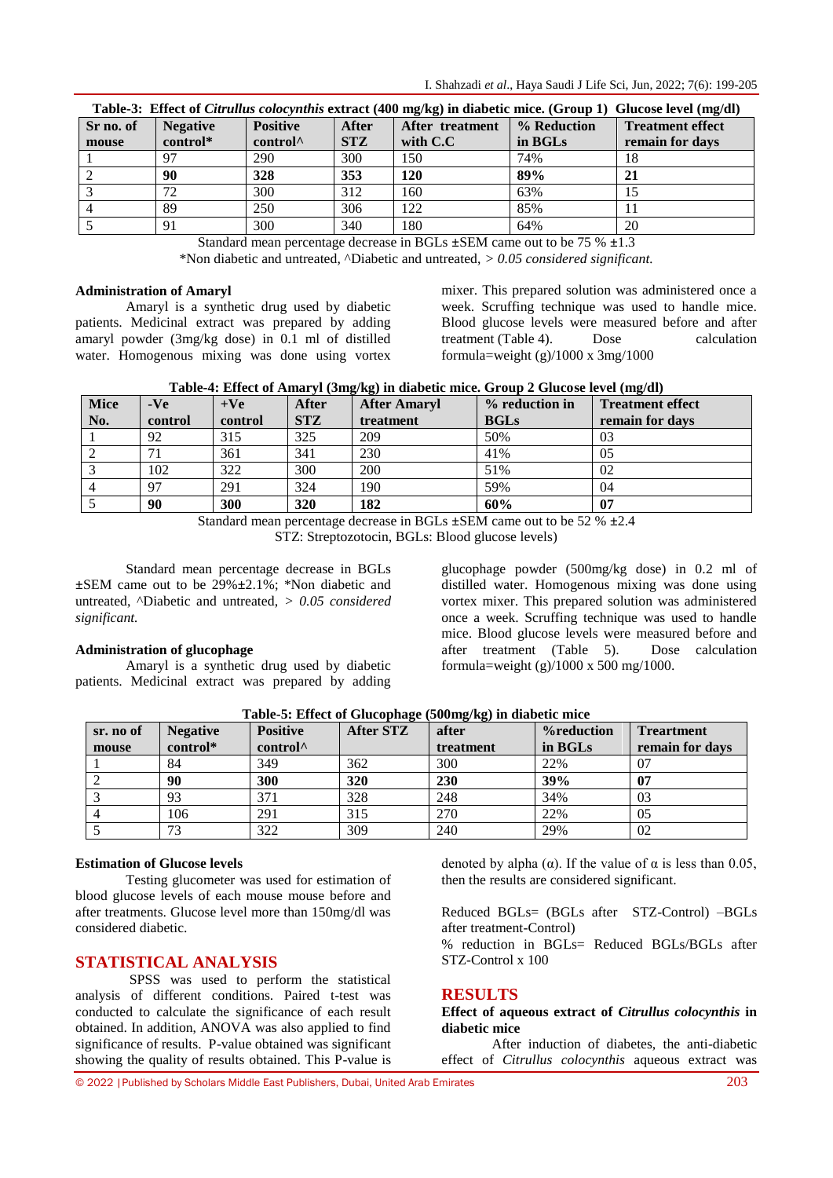**Table-3: Effect of *Citrullus colocynthis* extract (400 mg/kg) in diabetic mice. (Group 1) Glucose level (mg/dl)**

| Sr no. of mouse | Negative control* | Positive control^ | After STZ | After treatment with C.C | % Reduction in BGLs | Treatment effect remain for days |
|---|---|---|---|---|---|---|
| 1 | 97 | 290 | 300 | 150 | 74% | 18 |
| 2 | **90** | **328** | **353** | **120** | **89%** | **21** |
| 3 | 72 | 300 | 312 | 160 | 63% | 15 |
| 4 | 89 | 250 | 306 | 122 | 85% | 11 |
| 5 | 91 | 300 | 340 | 180 | 64% | 20 |

Standard mean percentage decrease in BGLs ±SEM came out to be 75 % ±1.3

*Non diabetic and untreated, ^Diabetic and untreated, *> 0.05 considered significant.*

**Administration of Amaryl**

Amaryl is a synthetic drug used by diabetic patients. Medicinal extract was prepared by adding amaryl powder (3mg/kg dose) in 0.1 ml of distilled water. Homogenous mixing was done using vortex mixer. This prepared solution was administered once a week. Scruffing technique was used to handle mice. Blood glucose levels were measured before and after treatment (Table 4). Dose calculation formula=weight (g)/1000 x 3mg/1000

**Table-4: Effect of Amaryl (3mg/kg) in diabetic mice. Group 2 Glucose level (mg/dl)**

| Mice No. | -Ve control | +Ve control | After STZ | After Amaryl treatment | % reduction in BGLs | Treatment effect remain for days |
|---|---|---|---|---|---|---|
| 1 | 92 | 315 | 325 | 209 | 50% | 03 |
| 2 | 71 | 361 | 341 | 230 | 41% | 05 |
| 3 | 102 | 322 | 300 | 200 | 51% | 02 |
| 4 | 97 | 291 | 324 | 190 | 59% | 04 |
| 5 | **90** | **300** | **320** | **182** | **60%** | **07** |

Standard mean percentage decrease in BGLs ±SEM came out to be 52 % ±2.4

STZ: Streptozotocin, BGLs: Blood glucose levels)

Standard mean percentage decrease in BGLs ±SEM came out to be 29%±2.1%; *Non diabetic and untreated, ^Diabetic and untreated, *> 0.05 considered significant.*

**Administration of glucophage**

Amaryl is a synthetic drug used by diabetic patients. Medicinal extract was prepared by adding glucophage powder (500mg/kg dose) in 0.2 ml of distilled water. Homogenous mixing was done using vortex mixer. This prepared solution was administered once a week. Scruffing technique was used to handle mice. Blood glucose levels were measured before and after treatment (Table 5). Dose calculation formula=weight (g)/1000 x 500 mg/1000.

**Table-5: Effect of Glucophage (500mg/kg) in diabetic mice**

| sr. no of mouse | Negative control* | Positive control^ | After STZ | after treatment | %reduction in BGLs | Trertment remain for days |
|---|---|---|---|---|---|---|
| 1 | 84 | 349 | 362 | 300 | 22% | 07 |
| 2 | **90** | **300** | **320** | **230** | **39%** | **07** |
| 3 | 93 | 371 | 328 | 248 | 34% | 03 |
| 4 | 106 | 291 | 315 | 270 | 22% | 05 |
| 5 | 73 | 322 | 309 | 240 | 29% | 02 |

**Estimation of Glucose levels**

Testing glucometer was used for estimation of blood glucose levels of each mouse mouse before and after treatments. Glucose level more than 150mg/dl was considered diabetic.

## STATISTICAL ANALYSIS

SPSS was used to perform the statistical analysis of different conditions. Paired t-test was conducted to calculate the significance of each result obtained. In addition, ANOVA was also applied to find significance of results. P-value obtained was significant showing the quality of results obtained. This P-value is denoted by alpha (α). If the value of α is less than 0.05, then the results are considered significant.

Reduced BGLs= (BGLs after STZ-Control) –BGLs after treatment-Control)

% reduction in BGLs= Reduced BGLs/BGLs after STZ-Control x 100

## RESULTS

**Effect of aqueous extract of *Citrullus colocynthis* in diabetic mice**

After induction of diabetes, the anti-diabetic effect of *Citrullus colocynthis* aqueous extract was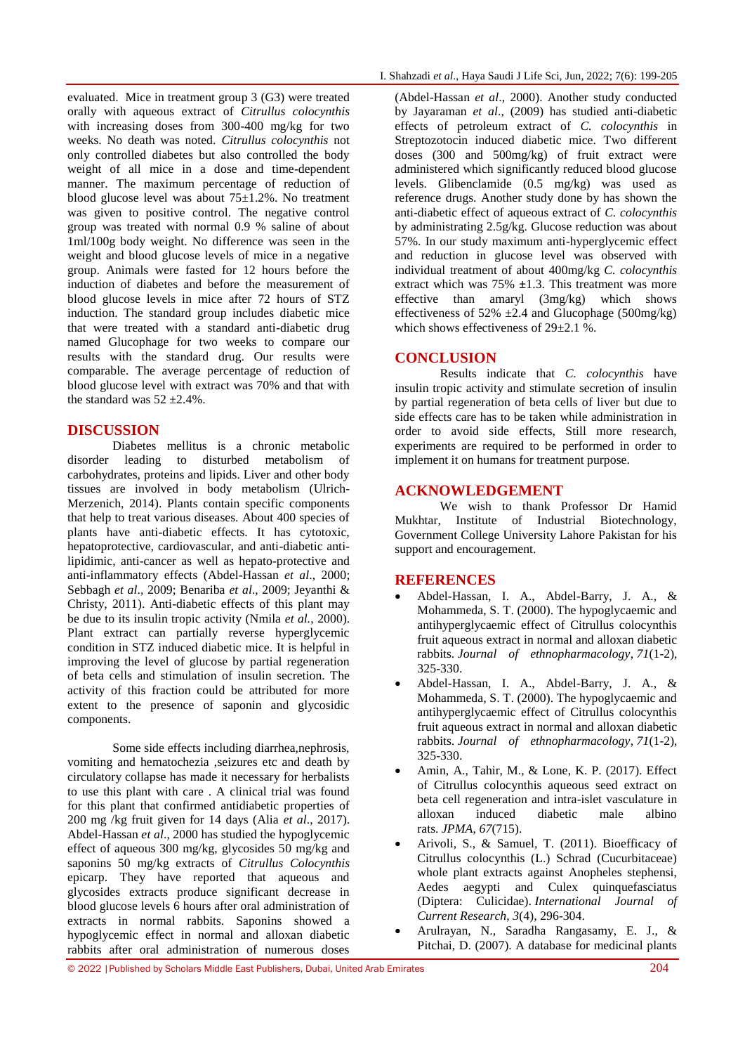evaluated. Mice in treatment group 3 (G3) were treated orally with aqueous extract of *Citrullus colocynthis* with increasing doses from 300-400 mg/kg for two weeks. No death was noted. *Citrullus colocynthis* not only controlled diabetes but also controlled the body weight of all mice in a dose and time-dependent manner. The maximum percentage of reduction of blood glucose level was about 75±1.2%. No treatment was given to positive control. The negative control group was treated with normal 0.9 % saline of about 1ml/100g body weight. No difference was seen in the weight and blood glucose levels of mice in a negative group. Animals were fasted for 12 hours before the induction of diabetes and before the measurement of blood glucose levels in mice after 72 hours of STZ induction. The standard group includes diabetic mice that were treated with a standard anti-diabetic drug named Glucophage for two weeks to compare our results with the standard drug. Our results were comparable. The average percentage of reduction of blood glucose level with extract was 70% and that with the standard was 52 ±2.4%.

## DISCUSSION

Diabetes mellitus is a chronic metabolic disorder leading to disturbed metabolism of carbohydrates, proteins and lipids. Liver and other body tissues are involved in body metabolism (Ulrich-Merzenich, 2014). Plants contain specific components that help to treat various diseases. About 400 species of plants have anti-diabetic effects. It has cytotoxic, hepatoprotective, cardiovascular, and anti-diabetic anti-lipidimic, anti-cancer as well as hepato-protective and anti-inflammatory effects (Abdel-Hassan *et al*., 2000; Sebbagh *et al*., 2009; Benariba *et al*., 2009; Jeyanthi & Christy, 2011). Anti-diabetic effects of this plant may be due to its insulin tropic activity (Nmila *et al.*, 2000). Plant extract can partially reverse hyperglycemic condition in STZ induced diabetic mice. It is helpful in improving the level of glucose by partial regeneration of beta cells and stimulation of insulin secretion. The activity of this fraction could be attributed for more extent to the presence of saponin and glycosidic components.

Some side effects including diarrhea,nephrosis, vomiting and hematochezia ,seizures etc and death by circulatory collapse has made it necessary for herbalists to use this plant with care . A clinical trial was found for this plant that confirmed antidiabetic properties of 200 mg /kg fruit given for 14 days (Alia *et al*., 2017). Abdel-Hassan *et al*., 2000 has studied the hypoglycemic effect of aqueous 300 mg/kg, glycosides 50 mg/kg and saponins 50 mg/kg extracts of *Citrullus Colocynthis* epicarp. They have reported that aqueous and glycosides extracts produce significant decrease in blood glucose levels 6 hours after oral administration of extracts in normal rabbits. Saponins showed a hypoglycemic effect in normal and alloxan diabetic rabbits after oral administration of numerous doses (Abdel-Hassan *et al*., 2000). Another study conducted by Jayaraman *et al*., (2009) has studied anti-diabetic effects of petroleum extract of *C. colocynthis* in Streptozotocin induced diabetic mice. Two different doses (300 and 500mg/kg) of fruit extract were administered which significantly reduced blood glucose levels. Glibenclamide (0.5 mg/kg) was used as reference drugs. Another study done by has shown the anti-diabetic effect of aqueous extract of *C. colocynthis* by administrating 2.5g/kg. Glucose reduction was about 57%. In our study maximum anti-hyperglycemic effect and reduction in glucose level was observed with individual treatment of about 400mg/kg *C. colocynthis* extract which was 75% ±1.3. This treatment was more effective than amaryl (3mg/kg) which shows effectiveness of 52% ±2.4 and Glucophage (500mg/kg) which shows effectiveness of 29±2.1 %.

## CONCLUSION

Results indicate that *C. colocynthis* have insulin tropic activity and stimulate secretion of insulin by partial regeneration of beta cells of liver but due to side effects care has to be taken while administration in order to avoid side effects, Still more research, experiments are required to be performed in order to implement it on humans for treatment purpose.

## ACKNOWLEDGEMENT

We wish to thank Professor Dr Hamid Mukhtar, Institute of Industrial Biotechnology, Government College University Lahore Pakistan for his support and encouragement.

## REFERENCES

- Abdel-Hassan, I. A., Abdel-Barry, J. A., & Mohammeda, S. T. (2000). The hypoglycaemic and antihyperglycaemic effect of Citrullus colocynthis fruit aqueous extract in normal and alloxan diabetic rabbits. *Journal of ethnopharmacology*, *71*(1-2), 325-330.
- Abdel-Hassan, I. A., Abdel-Barry, J. A., & Mohammeda, S. T. (2000). The hypoglycaemic and antihyperglycaemic effect of Citrullus colocynthis fruit aqueous extract in normal and alloxan diabetic rabbits. *Journal of ethnopharmacology*, *71*(1-2), 325-330.
- Amin, A., Tahir, M., & Lone, K. P. (2017). Effect of Citrullus colocynthis aqueous seed extract on beta cell regeneration and intra-islet vasculature in alloxan induced diabetic male albino rats. *JPMA*, *67*(715).
- Arivoli, S., & Samuel, T. (2011). Bioefficacy of Citrullus colocynthis (L.) Schrad (Cucurbitaceae) whole plant extracts against Anopheles stephensi, Aedes aegypti and Culex quinquefasciatus (Diptera: Culicidae). *International Journal of Current Research*, *3*(4), 296-304.
- Arulrayan, N., Saradha Rangasamy, E. J., & Pitchai, D. (2007). A database for medicinal plants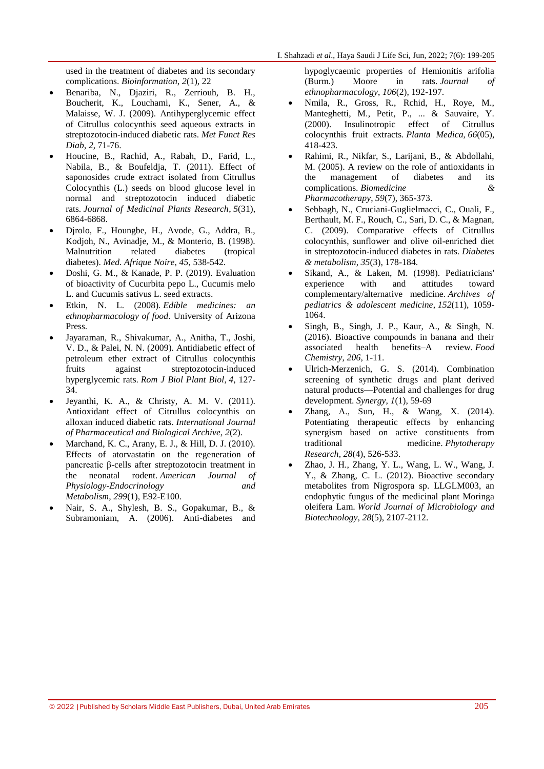used in the treatment of diabetes and its secondary complications. *Bioinformation*, *2*(1), 22

- Benariba, N., Djaziri, R., Zerriouh, B. H., Boucherit, K., Louchami, K., Sener, A., & Malaisse, W. J. (2009). Antihyperglycemic effect of Citrullus colocynthis seed aqueous extracts in streptozotocin-induced diabetic rats. *Met Funct Res Diab*, *2*, 71-76.
- Houcine, B., Rachid, A., Rabah, D., Farid, L., Nabila, B., & Boufeldja, T. (2011). Effect of saponosides crude extract isolated from Citrullus Colocynthis (L.) seeds on blood glucose level in normal and streptozotocin induced diabetic rats. *Journal of Medicinal Plants Research*, *5*(31), 6864-6868.
- Djrolo, F., Houngbe, H., Avode, G., Addra, B., Kodjoh, N., Avinadje, M., & Monterio, B. (1998). Malnutrition related diabetes (tropical diabetes). *Med. Afrique Noire*, *45*, 538-542.
- Doshi, G. M., & Kanade, P. P. (2019). Evaluation of bioactivity of Cucurbita pepo L., Cucumis melo L. and Cucumis sativus L. seed extracts.
- Etkin, N. L. (2008). *Edible medicines: an ethnopharmacology of food*. University of Arizona Press.
- Jayaraman, R., Shivakumar, A., Anitha, T., Joshi, V. D., & Palei, N. N. (2009). Antidiabetic effect of petroleum ether extract of Citrullus colocynthis fruits against streptozotocin-induced hyperglycemic rats. *Rom J Biol Plant Biol*, *4*, 127-34.
- Jeyanthi, K. A., & Christy, A. M. V. (2011). Antioxidant effect of Citrullus colocynthis on alloxan induced diabetic rats. *International Journal of Pharmaceutical and Biological Archive*, *2*(2).
- Marchand, K. C., Arany, E. J., & Hill, D. J. (2010). Effects of atorvastatin on the regeneration of pancreatic β-cells after streptozotocin treatment in the neonatal rodent. *American Journal of Physiology-Endocrinology and Metabolism*, *299*(1), E92-E100.
- Nair, S. A., Shylesh, B. S., Gopakumar, B., & Subramoniam, A. (2006). Anti-diabetes and hypoglycaemic properties of Hemionitis arifolia (Burm.) Moore in rats. *Journal of ethnopharmacology*, *106*(2), 192-197.
- Nmila, R., Gross, R., Rchid, H., Roye, M., Manteghetti, M., Petit, P., ... & Sauvaire, Y. (2000). Insulinotropic effect of Citrullus colocynthis fruit extracts. *Planta Medica*, *66*(05), 418-423.
- Rahimi, R., Nikfar, S., Larijani, B., & Abdollahi, M. (2005). A review on the role of antioxidants in the management of diabetes and its complications. *Biomedicine & Pharmacotherapy*, *59*(7), 365-373.
- Sebbagh, N., Cruciani-Guglielmacci, C., Ouali, F., Berthault, M. F., Rouch, C., Sari, D. C., & Magnan, C. (2009). Comparative effects of Citrullus colocynthis, sunflower and olive oil-enriched diet in streptozotocin-induced diabetes in rats. *Diabetes & metabolism*, *35*(3), 178-184.
- Sikand, A., & Laken, M. (1998). Pediatricians' experience with and attitudes toward complementary/alternative medicine. *Archives of pediatrics & adolescent medicine*, *152*(11), 1059-1064.
- Singh, B., Singh, J. P., Kaur, A., & Singh, N. (2016). Bioactive compounds in banana and their associated health benefits–A review. *Food Chemistry*, *206*, 1-11.
- Ulrich-Merzenich, G. S. (2014). Combination screening of synthetic drugs and plant derived natural products—Potential and challenges for drug development. *Synergy*, *1*(1), 59-69
- Zhang, A., Sun, H., & Wang, X. (2014). Potentiating therapeutic effects by enhancing synergism based on active constituents from traditional medicine. *Phytotherapy Research*, *28*(4), 526-533.
- Zhao, J. H., Zhang, Y. L., Wang, L. W., Wang, J. Y., & Zhang, C. L. (2012). Bioactive secondary metabolites from Nigrospora sp. LLGLM003, an endophytic fungus of the medicinal plant Moringa oleifera Lam. *World Journal of Microbiology and Biotechnology*, *28*(5), 2107-2112.